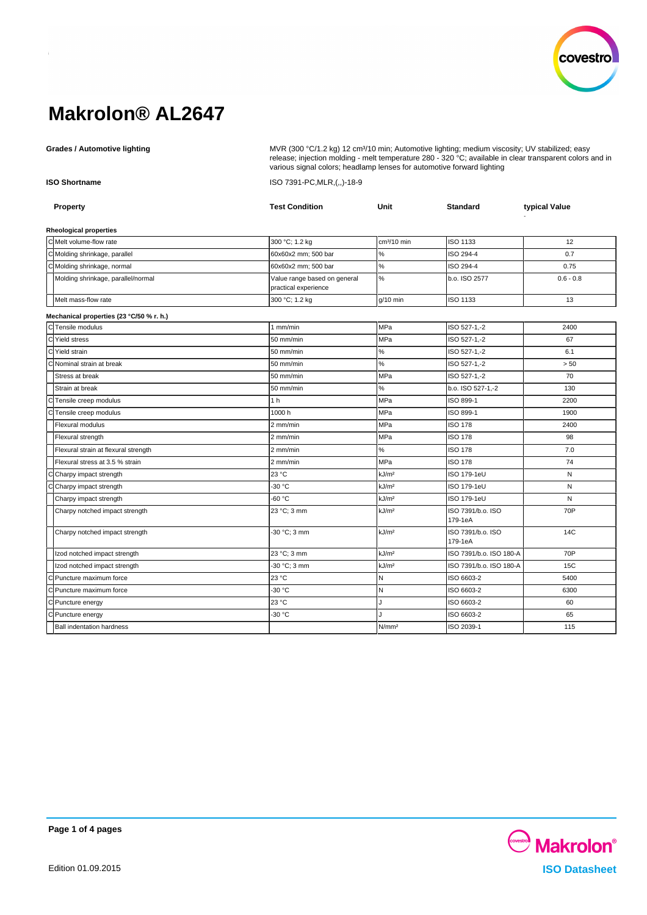# Makrolon® AL2647

**Grades / Automotive lighting**

MVR (300 °C/1.2 kg) 12 cm³/10 min; Automotive lighting; medium viscosity; UV stabilized; easy release; injection molding - melt temperature 280 - 320 °C; available in clear transparent colors and in various signal colors; headlamp lenses for automotive forward lighting

**ISO Shortname**

ISO 7391-PC,MLR,(,,)-18-9

| | Property | Test Condition | Unit | Standard | typical Value |
|---|---|---|---|---|---|
| | **Rheological properties** | | | | |
| C | Melt volume-flow rate | 300 °C; 1.2 kg | cm³/10 min | ISO 1133 | 12 |
| C | Molding shrinkage, parallel | 60x60x2 mm; 500 bar | % | ISO 294-4 | 0.7 |
| C | Molding shrinkage, normal | 60x60x2 mm; 500 bar | % | ISO 294-4 | 0.75 |
| | Molding shrinkage, parallel/normal | Value range based on general practical experience | % | b.o. ISO 2577 | 0.6 - 0.8 |
| | Melt mass-flow rate | 300 °C; 1.2 kg | g/10 min | ISO 1133 | 13 |
| | **Mechanical properties (23 °C/50 % r. h.)** | | | | |
| C | Tensile modulus | 1 mm/min | MPa | ISO 527-1,-2 | 2400 |
| C | Yield stress | 50 mm/min | MPa | ISO 527-1,-2 | 67 |
| C | Yield strain | 50 mm/min | % | ISO 527-1,-2 | 6.1 |
| C | Nominal strain at break | 50 mm/min | % | ISO 527-1,-2 | > 50 |
| | Stress at break | 50 mm/min | MPa | ISO 527-1,-2 | 70 |
| | Strain at break | 50 mm/min | % | b.o. ISO 527-1,-2 | 130 |
| C | Tensile creep modulus | 1 h | MPa | ISO 899-1 | 2200 |
| C | Tensile creep modulus | 1000 h | MPa | ISO 899-1 | 1900 |
| | Flexural modulus | 2 mm/min | MPa | ISO 178 | 2400 |
| | Flexural strength | 2 mm/min | MPa | ISO 178 | 98 |
| | Flexural strain at flexural strength | 2 mm/min | % | ISO 178 | 7.0 |
| | Flexural stress at 3.5 % strain | 2 mm/min | MPa | ISO 178 | 74 |
| C | Charpy impact strength | 23 °C | kJ/m² | ISO 179-1eU | N |
| C | Charpy impact strength | -30 °C | kJ/m² | ISO 179-1eU | N |
| | Charpy impact strength | -60 °C | kJ/m² | ISO 179-1eU | N |
| | Charpy notched impact strength | 23 °C; 3 mm | kJ/m² | ISO 7391/b.o. ISO 179-1eA | 70P |
| | Charpy notched impact strength | -30 °C; 3 mm | kJ/m² | ISO 7391/b.o. ISO 179-1eA | 14C |
| | Izod notched impact strength | 23 °C; 3 mm | kJ/m² | ISO 7391/b.o. ISO 180-A | 70P |
| | Izod notched impact strength | -30 °C; 3 mm | kJ/m² | ISO 7391/b.o. ISO 180-A | 15C |
| C | Puncture maximum force | 23 °C | N | ISO 6603-2 | 5400 |
| C | Puncture maximum force | -30 °C | N | ISO 6603-2 | 6300 |
| C | Puncture energy | 23 °C | J | ISO 6603-2 | 60 |
| C | Puncture energy | -30 °C | J | ISO 6603-2 | 65 |
| | Ball indentation hardness | | N/mm² | ISO 2039-1 | 115 |

Edition 01.09.2015

Makrolon® ISO Datasheet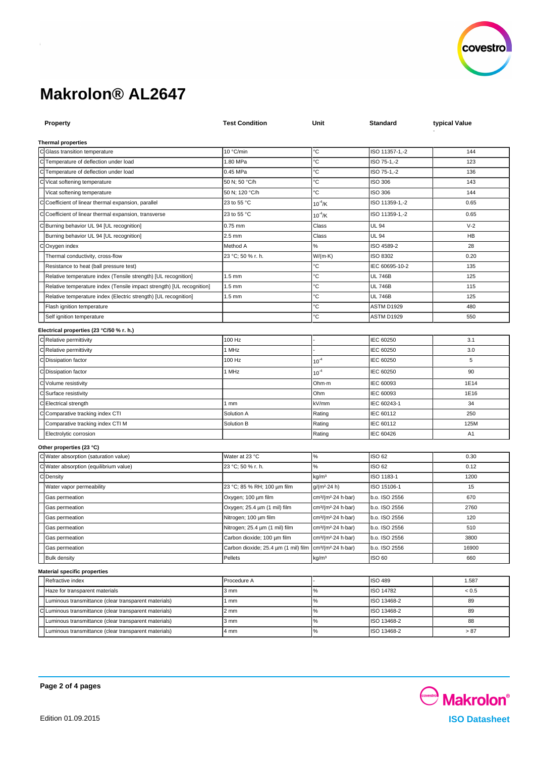# Makrolon® AL2647

| | Property | Test Condition | Unit | Standard | typical Value |
|---|---|---|---|---|---|
| | **Thermal properties** | | | | |
| C | Glass transition temperature | 10 °C/min | °C | ISO 11357-1,-2 | 144 |
| C | Temperature of deflection under load | 1.80 MPa | °C | ISO 75-1,-2 | 123 |
| C | Temperature of deflection under load | 0.45 MPa | °C | ISO 75-1,-2 | 136 |
| C | Vicat softening temperature | 50 N; 50 °C/h | °C | ISO 306 | 143 |
| | Vicat softening temperature | 50 N; 120 °C/h | °C | ISO 306 | 144 |
| C | Coefficient of linear thermal expansion, parallel | 23 to 55 °C | $10^{-4}$/K | ISO 11359-1,-2 | 0.65 |
| C | Coefficient of linear thermal expansion, transverse | 23 to 55 °C | $10^{-4}$/K | ISO 11359-1,-2 | 0.65 |
| C | Burning behavior UL 94 [UL recognition] | 0.75 mm | Class | UL 94 | V-2 |
| | Burning behavior UL 94 [UL recognition] | 2.5 mm | Class | UL 94 | HB |
| C | Oxygen index | Method A | % | ISO 4589-2 | 28 |
| | Thermal conductivity, cross-flow | 23 °C; 50 % r. h. | W/(m·K) | ISO 8302 | 0.20 |
| | Resistance to heat (ball pressure test) | | °C | IEC 60695-10-2 | 135 |
| | Relative temperature index (Tensile strength) [UL recognition] | 1.5 mm | °C | UL 746B | 125 |
| | Relative temperature index (Tensile impact strength) [UL recognition] | 1.5 mm | °C | UL 746B | 115 |
| | Relative temperature index (Electric strength) [UL recognition] | 1.5 mm | °C | UL 746B | 125 |
| | Flash ignition temperature | | °C | ASTM D1929 | 480 |
| | Self ignition temperature | | °C | ASTM D1929 | 550 |
| | **Electrical properties (23 °C/50 % r. h.)** | | | | |
| C | Relative permittivity | 100 Hz | - | IEC 60250 | 3.1 |
| C | Relative permittivity | 1 MHz | - | IEC 60250 | 3.0 |
| C | Dissipation factor | 100 Hz | $10^{-4}$ | IEC 60250 | 5 |
| C | Dissipation factor | 1 MHz | $10^{-4}$ | IEC 60250 | 90 |
| C | Volume resistivity | | Ohm·m | IEC 60093 | 1E14 |
| C | Surface resistivity | | Ohm | IEC 60093 | 1E16 |
| C | Electrical strength | 1 mm | kV/mm | IEC 60243-1 | 34 |
| C | Comparative tracking index CTI | Solution A | Rating | IEC 60112 | 250 |
| | Comparative tracking index CTI M | Solution B | Rating | IEC 60112 | 125M |
| | Electrolytic corrosion | | Rating | IEC 60426 | A1 |
| | **Other properties (23 °C)** | | | | |
| C | Water absorption (saturation value) | Water at 23 °C | % | ISO 62 | 0.30 |
| C | Water absorption (equilibrium value) | 23 °C; 50 % r. h. | % | ISO 62 | 0.12 |
| C | Density | | kg/m³ | ISO 1183-1 | 1200 |
| | Water vapor permeability | 23 °C; 85 % RH; 100 µm film | g/(m²·24 h) | ISO 15106-1 | 15 |
| | Gas permeation | Oxygen; 100 µm film | cm³/(m²·24 h·bar) | b.o. ISO 2556 | 670 |
| | Gas permeation | Oxygen; 25.4 µm (1 mil) film | cm³/(m²·24 h·bar) | b.o. ISO 2556 | 2760 |
| | Gas permeation | Nitrogen; 100 µm film | cm³/(m²·24 h·bar) | b.o. ISO 2556 | 120 |
| | Gas permeation | Nitrogen; 25.4 µm (1 mil) film | cm³/(m²·24 h·bar) | b.o. ISO 2556 | 510 |
| | Gas permeation | Carbon dioxide; 100 µm film | cm³/(m²·24 h·bar) | b.o. ISO 2556 | 3800 |
| | Gas permeation | Carbon dioxide; 25.4 µm (1 mil) film | cm³/(m²·24 h·bar) | b.o. ISO 2556 | 16900 |
| | Bulk density | Pellets | kg/m³ | ISO 60 | 660 |
| | **Material specific properties** | | | | |
| | Refractive index | Procedure A | - | ISO 489 | 1.587 |
| | Haze for transparent materials | 3 mm | % | ISO 14782 | < 0.5 |
| | Luminous transmittance (clear transparent materials) | 1 mm | % | ISO 13468-2 | 89 |
| C | Luminous transmittance (clear transparent materials) | 2 mm | % | ISO 13468-2 | 89 |
| | Luminous transmittance (clear transparent materials) | 3 mm | % | ISO 13468-2 | 88 |
| | Luminous transmittance (clear transparent materials) | 4 mm | % | ISO 13468-2 | > 87 |

Edition 01.09.2015

Makrolon® ISO Datasheet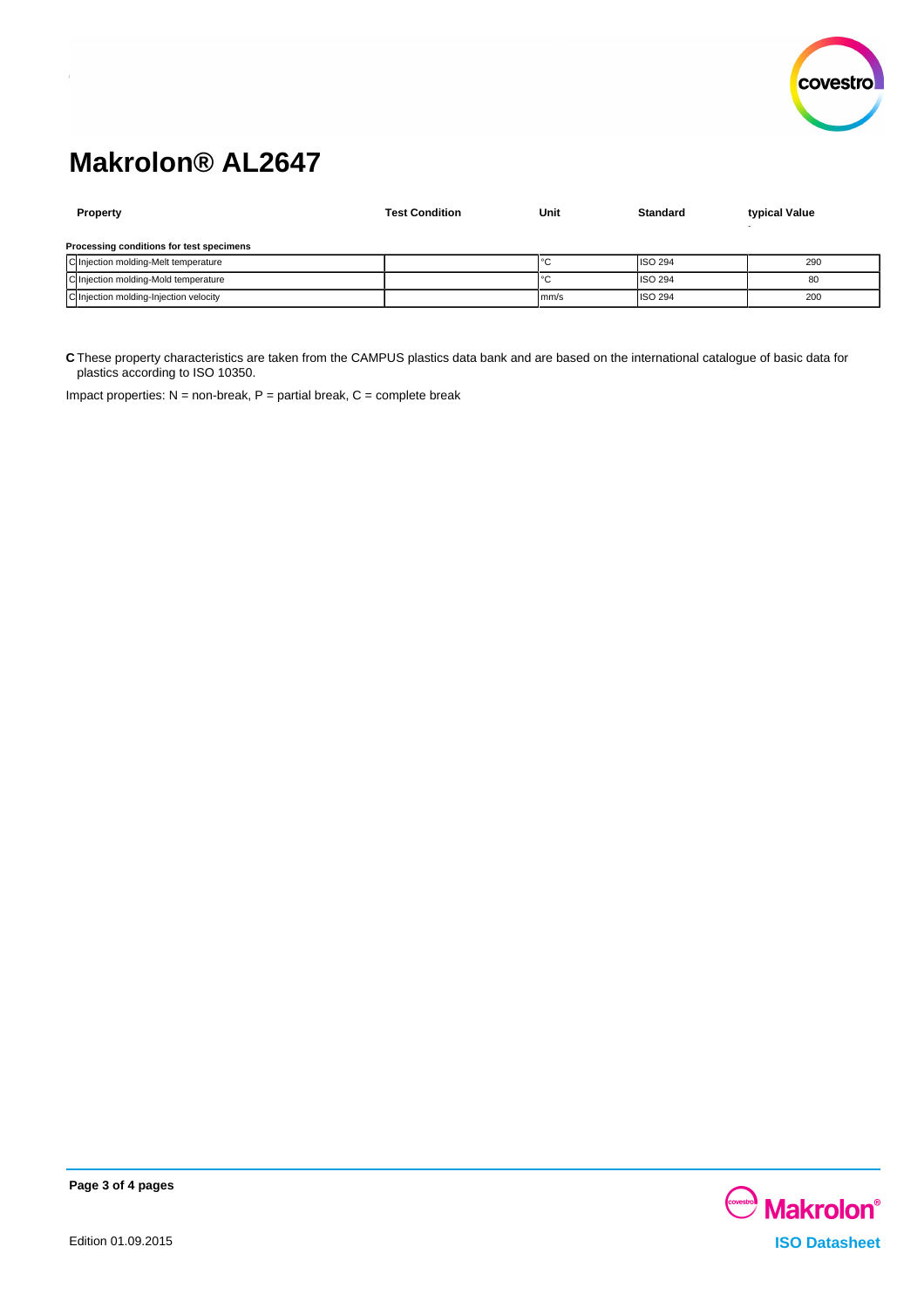# Makrolon® AL2647

| | Property | Test Condition | Unit | Standard | typical Value |
|---|---|---|---|---|---|
| | **Processing conditions for test specimens** | | | | |
| C | Injection molding-Melt temperature | | °C | ISO 294 | 290 |
| C | Injection molding-Mold temperature | | °C | ISO 294 | 80 |
| C | Injection molding-Injection velocity | | mm/s | ISO 294 | 200 |

**C** These property characteristics are taken from the CAMPUS plastics data bank and are based on the international catalogue of basic data for plastics according to ISO 10350.

Impact properties: N = non-break, P = partial break, C = complete break

Edition 01.09.2015

Makrolon® ISO Datasheet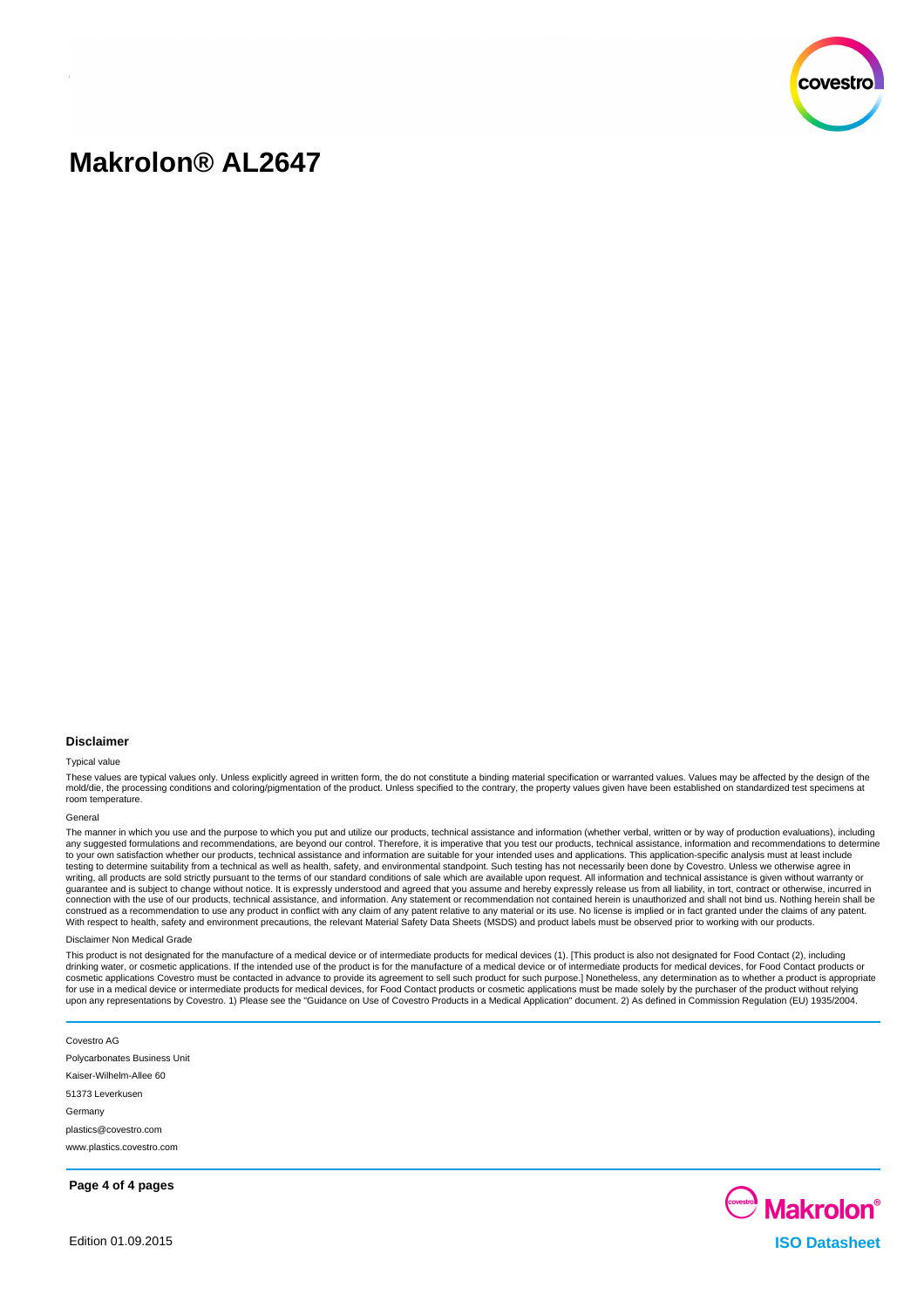# Makrolon® AL2647

### Disclaimer

Typical value

These values are typical values only. Unless explicitly agreed in written form, the do not constitute a binding material specification or warranted values. Values may be affected by the design of the mold/die, the processing conditions and coloring/pigmentation of the product. Unless specified to the contrary, the property values given have been established on standardized test specimens at room temperature.

General

The manner in which you use and the purpose to which you put and utilize our products, technical assistance and information (whether verbal, written or by way of production evaluations), including any suggested formulations and recommendations, are beyond our control. Therefore, it is imperative that you test our products, technical assistance, information and recommendations to determine to your own satisfaction whether our products, technical assistance and information are suitable for your intended uses and applications. This application-specific analysis must at least include testing to determine suitability from a technical as well as health, safety, and environmental standpoint. Such testing has not necessarily been done by Covestro. Unless we otherwise agree in writing, all products are sold strictly pursuant to the terms of our standard conditions of sale which are available upon request. All information and technical assistance is given without warranty or guarantee and is subject to change without notice. It is expressly understood and agreed that you assume and hereby expressly release us from all liability, in tort, contract or otherwise, incurred in connection with the use of our products, technical assistance, and information. Any statement or recommendation not contained herein is unauthorized and shall not bind us. Nothing herein shall be construed as a recommendation to use any product in conflict with any claim of any patent relative to any material or its use. No license is implied or in fact granted under the claims of any patent. With respect to health, safety and environment precautions, the relevant Material Safety Data Sheets (MSDS) and product labels must be observed prior to working with our products.

Disclaimer Non Medical Grade

This product is not designated for the manufacture of a medical device or of intermediate products for medical devices (1). [This product is also not designated for Food Contact (2), including drinking water, or cosmetic applications. If the intended use of the product is for the manufacture of a medical device or of intermediate products for medical devices, for Food Contact products or cosmetic applications Covestro must be contacted in advance to provide its agreement to sell such product for such purpose.] Nonetheless, any determination as to whether a product is appropriate for use in a medical device or intermediate products for medical devices, for Food Contact products or cosmetic applications must be made solely by the purchaser of the product without relying upon any representations by Covestro. 1) Please see the "Guidance on Use of Covestro Products in a Medical Application" document. 2) As defined in Commission Regulation (EU) 1935/2004.

Covestro AG

Polycarbonates Business Unit

Kaiser-Wilhelm-Allee 60

51373 Leverkusen

Germany

plastics@covestro.com

www.plastics.covestro.com

Edition 01.09.2015

Makrolon® ISO Datasheet